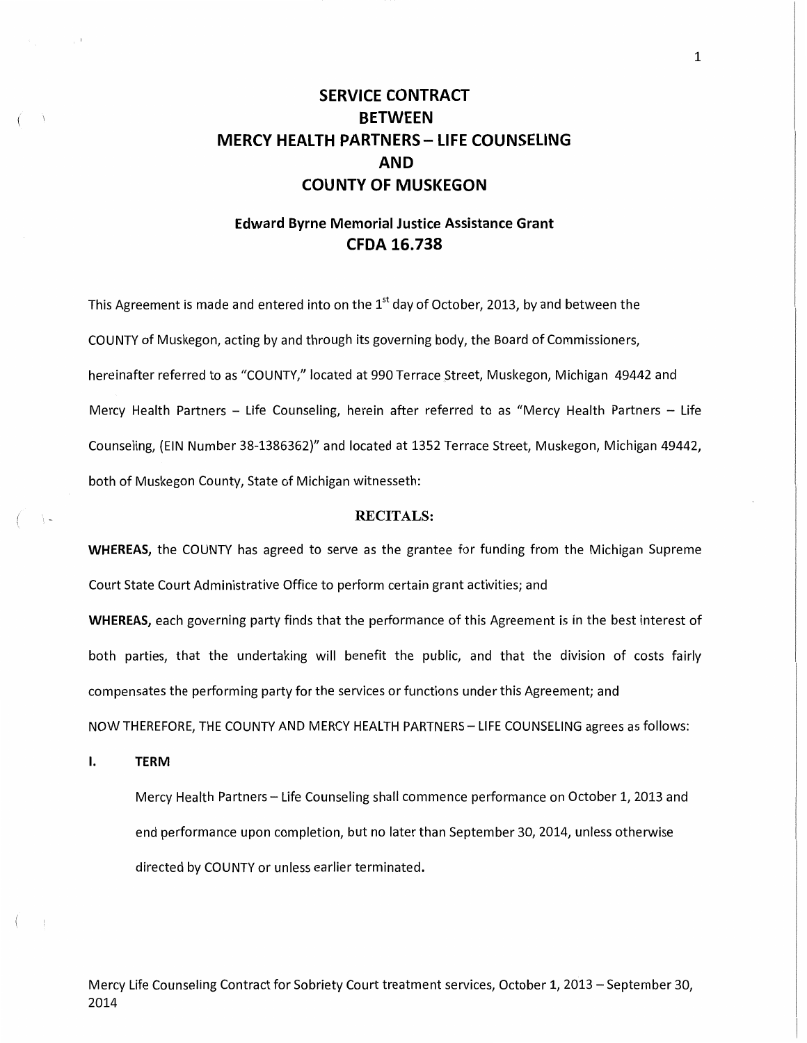# SERVICE CONTRACT
# BETWEEN
# MERCY HEALTH PARTNERS – LIFE COUNSELING
# AND
# COUNTY OF MUSKEGON

## Edward Byrne Memorial Justice Assistance Grant
## CFDA 16.738

This Agreement is made and entered into on the 1st day of October, 2013, by and between the COUNTY of Muskegon, acting by and through its governing body, the Board of Commissioners, hereinafter referred to as "COUNTY," located at 990 Terrace Street, Muskegon, Michigan 49442 and Mercy Health Partners – Life Counseling, herein after referred to as "Mercy Health Partners – Life Counseling, (EIN Number 38-1386362)" and located at 1352 Terrace Street, Muskegon, Michigan 49442, both of Muskegon County, State of Michigan witnesseth:

### RECITALS:

**WHEREAS,** the COUNTY has agreed to serve as the grantee for funding from the Michigan Supreme Court State Court Administrative Office to perform certain grant activities; and

**WHEREAS,** each governing party finds that the performance of this Agreement is in the best interest of both parties, that the undertaking will benefit the public, and that the division of costs fairly compensates the performing party for the services or functions under this Agreement; and

NOW THEREFORE, THE COUNTY AND MERCY HEALTH PARTNERS – LIFE COUNSELING agrees as follows:

**I. TERM**

Mercy Health Partners – Life Counseling shall commence performance on October 1, 2013 and end performance upon completion, but no later than September 30, 2014, unless otherwise directed by COUNTY or unless earlier terminated.

Mercy Life Counseling Contract for Sobriety Court treatment services, October 1, 2013 – September 30, 2014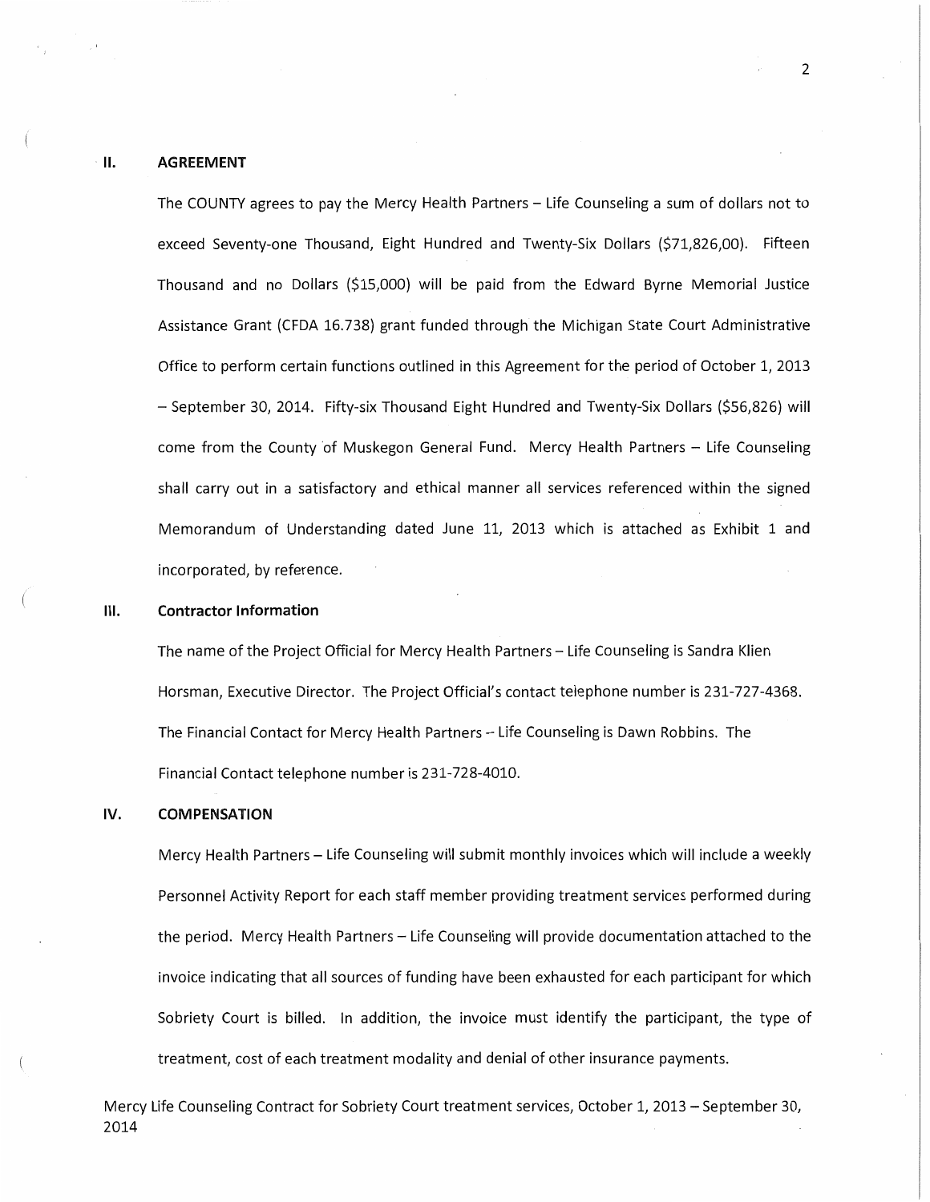## II. AGREEMENT

The COUNTY agrees to pay the Mercy Health Partners – Life Counseling a sum of dollars not to exceed Seventy-one Thousand, Eight Hundred and Twenty-Six Dollars ($71,826,00). Fifteen Thousand and no Dollars ($15,000) will be paid from the Edward Byrne Memorial Justice Assistance Grant (CFDA 16.738) grant funded through the Michigan State Court Administrative Office to perform certain functions outlined in this Agreement for the period of October 1, 2013 – September 30, 2014. Fifty-six Thousand Eight Hundred and Twenty-Six Dollars ($56,826) will come from the County of Muskegon General Fund. Mercy Health Partners – Life Counseling shall carry out in a satisfactory and ethical manner all services referenced within the signed Memorandum of Understanding dated June 11, 2013 which is attached as Exhibit 1 and incorporated, by reference.

## III. Contractor Information

The name of the Project Official for Mercy Health Partners – Life Counseling is Sandra Klien Horsman, Executive Director. The Project Official's contact telephone number is 231-727-4368. The Financial Contact for Mercy Health Partners -- Life Counseling is Dawn Robbins. The Financial Contact telephone number is 231-728-4010.

## IV. COMPENSATION

Mercy Health Partners – Life Counseling will submit monthly invoices which will include a weekly Personnel Activity Report for each staff member providing treatment services performed during the period. Mercy Health Partners – Life Counseling will provide documentation attached to the invoice indicating that all sources of funding have been exhausted for each participant for which Sobriety Court is billed. In addition, the invoice must identify the participant, the type of treatment, cost of each treatment modality and denial of other insurance payments.

Mercy Life Counseling Contract for Sobriety Court treatment services, October 1, 2013 – September 30, 2014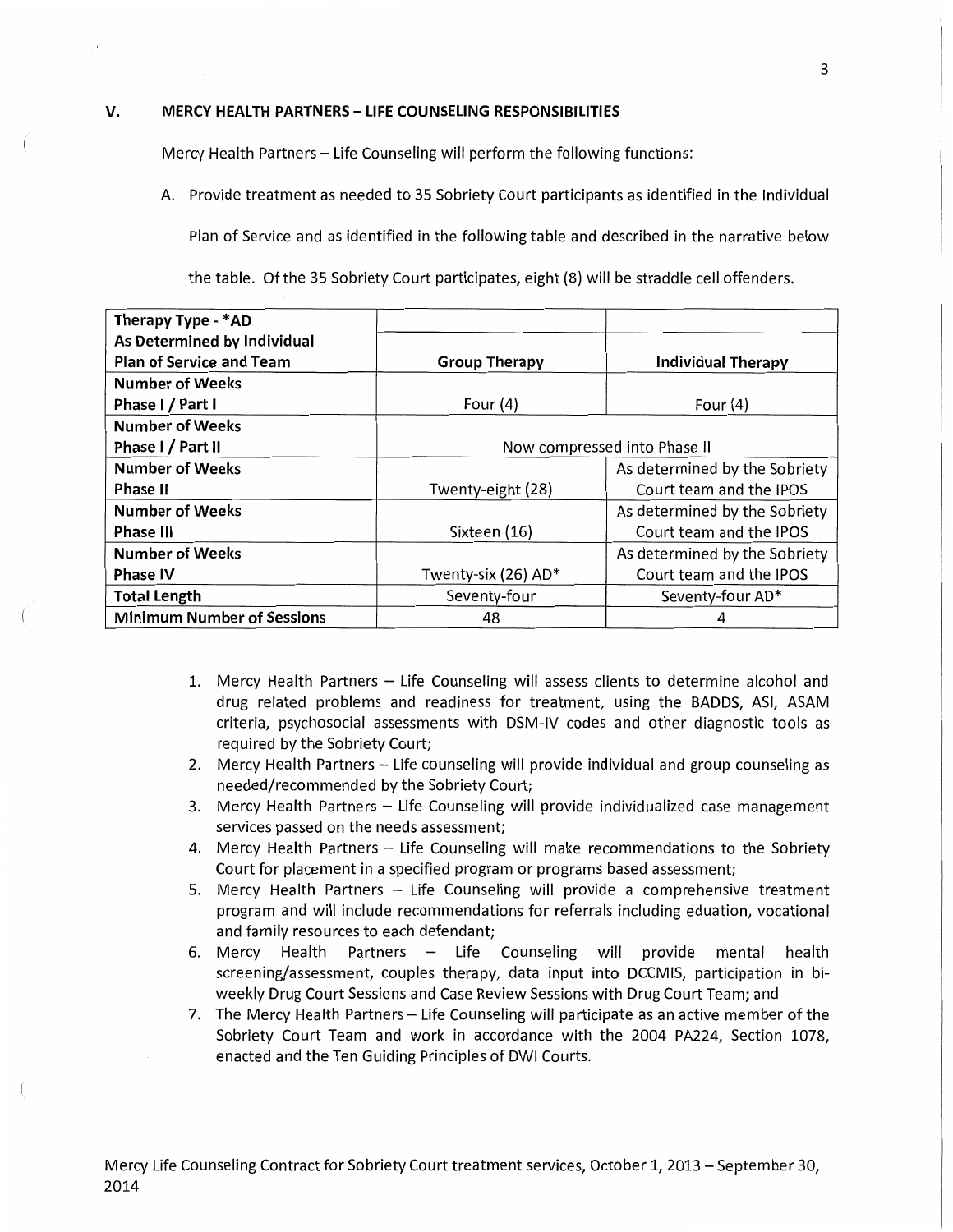## V. MERCY HEALTH PARTNERS – LIFE COUNSELING RESPONSIBILITIES

Mercy Health Partners – Life Counseling will perform the following functions:

A. Provide treatment as needed to 35 Sobriety Court participants as identified in the Individual Plan of Service and as identified in the following table and described in the narrative below the table. Of the 35 Sobriety Court participates, eight (8) will be straddle cell offenders.

| **Therapy Type - *AD As Determined by Individual Plan of Service and Team** | **Group Therapy** | **Individual Therapy** |
|---|---|---|
| **Number of Weeks Phase I / Part I** | Four (4) | Four (4) |
| **Number of Weeks Phase I / Part II** | Now compressed into Phase II | |
| **Number of Weeks Phase II** | Twenty-eight (28) | As determined by the Sobriety Court team and the IPOS |
| **Number of Weeks Phase III** | Sixteen (16) | As determined by the Sobriety Court team and the IPOS |
| **Number of Weeks Phase IV** | Twenty-six (26) AD* | As determined by the Sobriety Court team and the IPOS |
| **Total Length** | Seventy-four | Seventy-four AD* |
| **Minimum Number of Sessions** | 48 | 4 |

1. Mercy Health Partners – Life Counseling will assess clients to determine alcohol and drug related problems and readiness for treatment, using the BADDS, ASI, ASAM criteria, psychosocial assessments with DSM-IV codes and other diagnostic tools as required by the Sobriety Court;
2. Mercy Health Partners – Life counseling will provide individual and group counseling as needed/recommended by the Sobriety Court;
3. Mercy Health Partners – Life Counseling will provide individualized case management services passed on the needs assessment;
4. Mercy Health Partners – Life Counseling will make recommendations to the Sobriety Court for placement in a specified program or programs based assessment;
5. Mercy Health Partners – Life Counseling will provide a comprehensive treatment program and will include recommendations for referrals including eduation, vocational and family resources to each defendant;
6. Mercy Health Partners – Life Counseling will provide mental health screening/assessment, couples therapy, data input into DCCMIS, participation in bi-weekly Drug Court Sessions and Case Review Sessions with Drug Court Team; and
7. The Mercy Health Partners – Life Counseling will participate as an active member of the Sobriety Court Team and work in accordance with the 2004 PA224, Section 1078, enacted and the Ten Guiding Principles of DWI Courts.

Mercy Life Counseling Contract for Sobriety Court treatment services, October 1, 2013 – September 30, 2014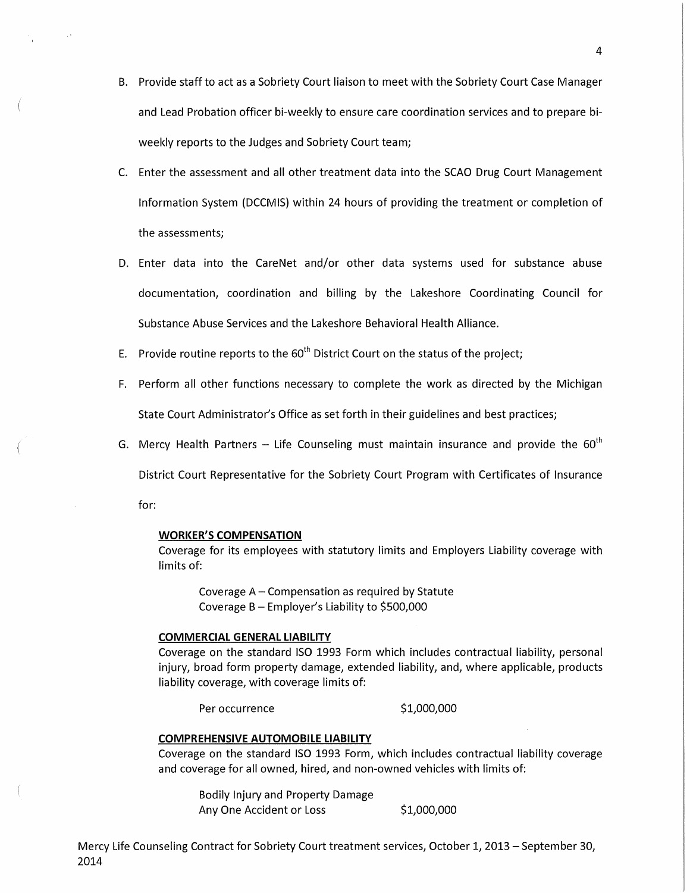B. Provide staff to act as a Sobriety Court liaison to meet with the Sobriety Court Case Manager and Lead Probation officer bi-weekly to ensure care coordination services and to prepare bi-weekly reports to the Judges and Sobriety Court team;

C. Enter the assessment and all other treatment data into the SCAO Drug Court Management Information System (DCCMIS) within 24 hours of providing the treatment or completion of the assessments;

D. Enter data into the CareNet and/or other data systems used for substance abuse documentation, coordination and billing by the Lakeshore Coordinating Council for Substance Abuse Services and the Lakeshore Behavioral Health Alliance.

E. Provide routine reports to the 60th District Court on the status of the project;

F. Perform all other functions necessary to complete the work as directed by the Michigan State Court Administrator's Office as set forth in their guidelines and best practices;

G. Mercy Health Partners – Life Counseling must maintain insurance and provide the 60th District Court Representative for the Sobriety Court Program with Certificates of Insurance for:

**WORKER'S COMPENSATION**

Coverage for its employees with statutory limits and Employers Liability coverage with limits of:

Coverage A – Compensation as required by Statute
Coverage B – Employer's Liability to $500,000

**COMMERCIAL GENERAL LIABILITY**

Coverage on the standard ISO 1993 Form which includes contractual liability, personal injury, broad form property damage, extended liability, and, where applicable, products liability coverage, with coverage limits of:

Per occurrence $1,000,000

**COMPREHENSIVE AUTOMOBILE LIABILITY**

Coverage on the standard ISO 1993 Form, which includes contractual liability coverage and coverage for all owned, hired, and non-owned vehicles with limits of:

Bodily Injury and Property Damage
Any One Accident or Loss $1,000,000

Mercy Life Counseling Contract for Sobriety Court treatment services, October 1, 2013 – September 30, 2014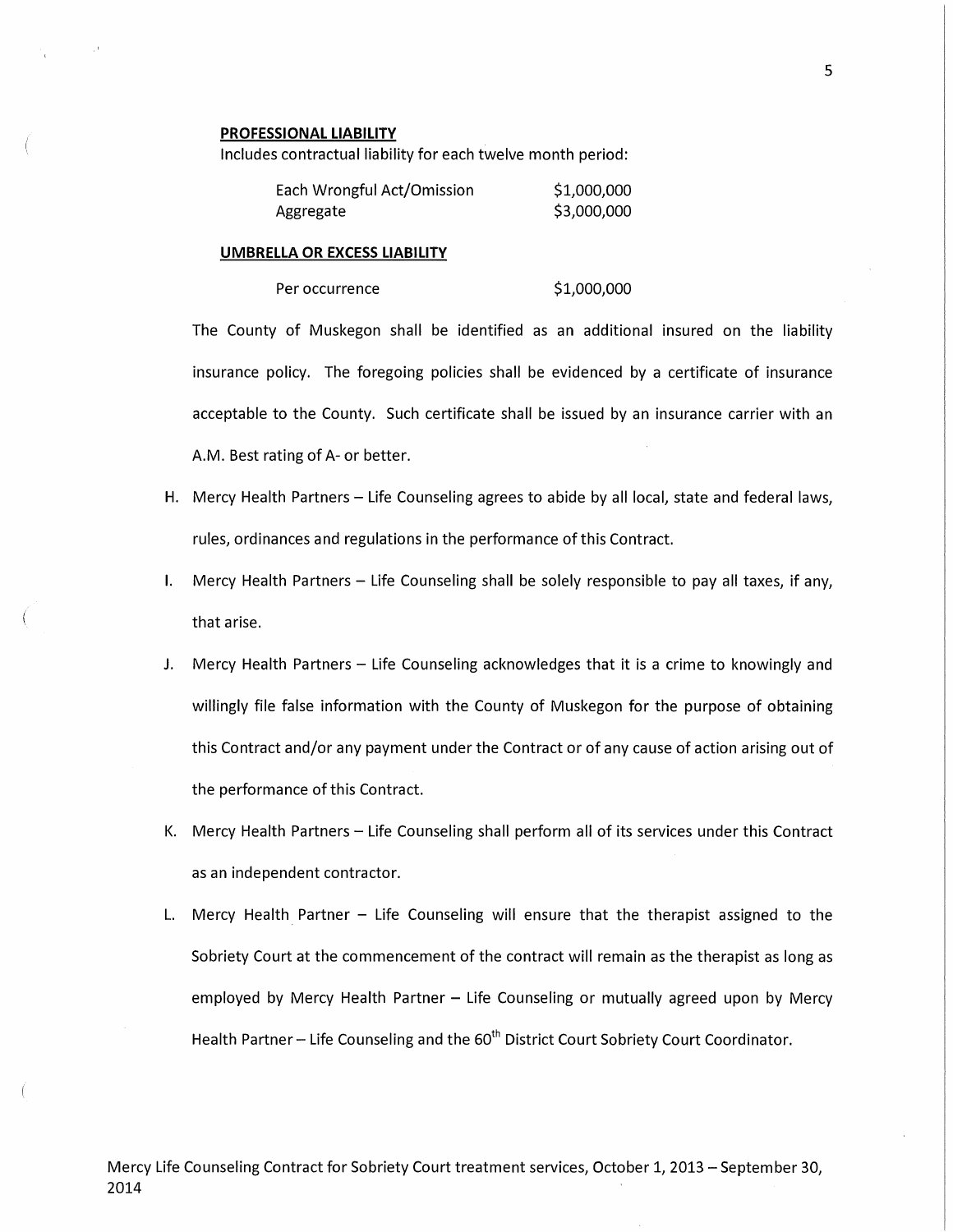**PROFESSIONAL LIABILITY**

Includes contractual liability for each twelve month period:

| | |
|---|---|
| Each Wrongful Act/Omission | $1,000,000 |
| Aggregate | $3,000,000 |

**UMBRELLA OR EXCESS LIABILITY**

| | |
|---|---|
| Per occurrence | $1,000,000 |

The County of Muskegon shall be identified as an additional insured on the liability insurance policy. The foregoing policies shall be evidenced by a certificate of insurance acceptable to the County. Such certificate shall be issued by an insurance carrier with an A.M. Best rating of A- or better.

H. Mercy Health Partners – Life Counseling agrees to abide by all local, state and federal laws, rules, ordinances and regulations in the performance of this Contract.

I. Mercy Health Partners – Life Counseling shall be solely responsible to pay all taxes, if any, that arise.

J. Mercy Health Partners – Life Counseling acknowledges that it is a crime to knowingly and willingly file false information with the County of Muskegon for the purpose of obtaining this Contract and/or any payment under the Contract or of any cause of action arising out of the performance of this Contract.

K. Mercy Health Partners – Life Counseling shall perform all of its services under this Contract as an independent contractor.

L. Mercy Health Partner – Life Counseling will ensure that the therapist assigned to the Sobriety Court at the commencement of the contract will remain as the therapist as long as employed by Mercy Health Partner – Life Counseling or mutually agreed upon by Mercy Health Partner – Life Counseling and the 60th District Court Sobriety Court Coordinator.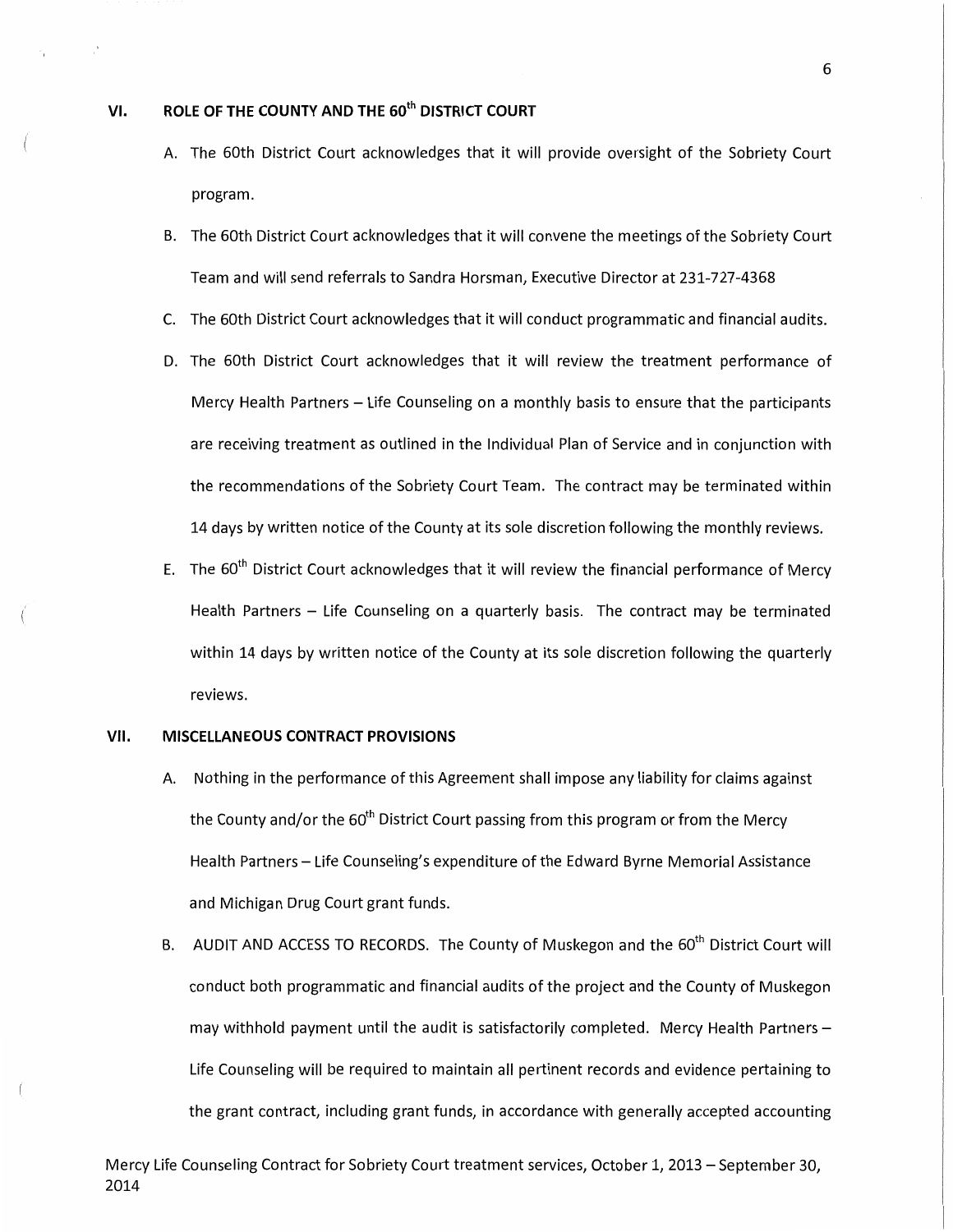## VI. ROLE OF THE COUNTY AND THE 60th DISTRICT COURT

A. The 60th District Court acknowledges that it will provide oversight of the Sobriety Court program.

B. The 60th District Court acknowledges that it will convene the meetings of the Sobriety Court Team and will send referrals to Sandra Horsman, Executive Director at 231-727-4368

C. The 60th District Court acknowledges that it will conduct programmatic and financial audits.

D. The 60th District Court acknowledges that it will review the treatment performance of Mercy Health Partners – Life Counseling on a monthly basis to ensure that the participants are receiving treatment as outlined in the Individual Plan of Service and in conjunction with the recommendations of the Sobriety Court Team. The contract may be terminated within 14 days by written notice of the County at its sole discretion following the monthly reviews.

E. The 60th District Court acknowledges that it will review the financial performance of Mercy Health Partners – Life Counseling on a quarterly basis. The contract may be terminated within 14 days by written notice of the County at its sole discretion following the quarterly reviews.

## VII. MISCELLANEOUS CONTRACT PROVISIONS

A. Nothing in the performance of this Agreement shall impose any liability for claims against the County and/or the 60th District Court passing from this program or from the Mercy Health Partners – Life Counseling's expenditure of the Edward Byrne Memorial Assistance and Michigan Drug Court grant funds.

B. AUDIT AND ACCESS TO RECORDS. The County of Muskegon and the 60th District Court will conduct both programmatic and financial audits of the project and the County of Muskegon may withhold payment until the audit is satisfactorily completed. Mercy Health Partners – Life Counseling will be required to maintain all pertinent records and evidence pertaining to the grant contract, including grant funds, in accordance with generally accepted accounting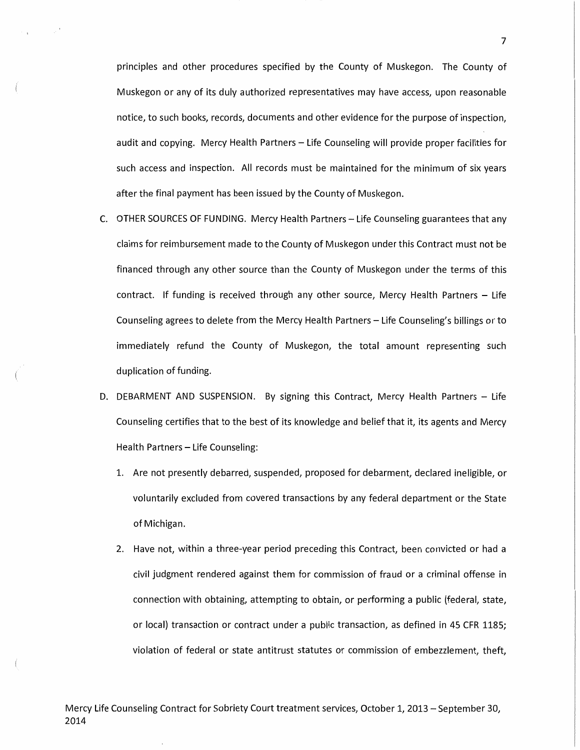principles and other procedures specified by the County of Muskegon. The County of Muskegon or any of its duly authorized representatives may have access, upon reasonable notice, to such books, records, documents and other evidence for the purpose of inspection, audit and copying. Mercy Health Partners – Life Counseling will provide proper facilities for such access and inspection. All records must be maintained for the minimum of six years after the final payment has been issued by the County of Muskegon.

C. OTHER SOURCES OF FUNDING. Mercy Health Partners – Life Counseling guarantees that any claims for reimbursement made to the County of Muskegon under this Contract must not be financed through any other source than the County of Muskegon under the terms of this contract. If funding is received through any other source, Mercy Health Partners – Life Counseling agrees to delete from the Mercy Health Partners – Life Counseling's billings or to immediately refund the County of Muskegon, the total amount representing such duplication of funding.

D. DEBARMENT AND SUSPENSION. By signing this Contract, Mercy Health Partners – Life Counseling certifies that to the best of its knowledge and belief that it, its agents and Mercy Health Partners – Life Counseling:

1. Are not presently debarred, suspended, proposed for debarment, declared ineligible, or voluntarily excluded from covered transactions by any federal department or the State of Michigan.

2. Have not, within a three-year period preceding this Contract, been convicted or had a civil judgment rendered against them for commission of fraud or a criminal offense in connection with obtaining, attempting to obtain, or performing a public (federal, state, or local) transaction or contract under a public transaction, as defined in 45 CFR 1185; violation of federal or state antitrust statutes or commission of embezzlement, theft,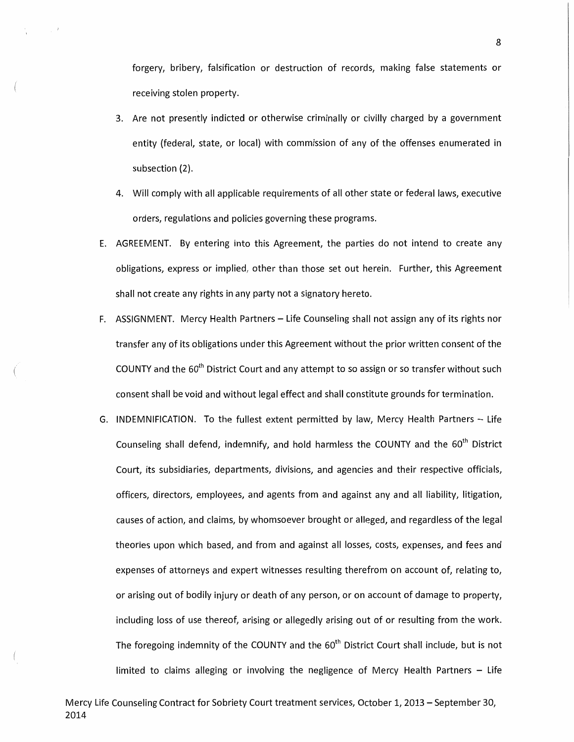forgery, bribery, falsification or destruction of records, making false statements or receiving stolen property.

3. Are not presently indicted or otherwise criminally or civilly charged by a government entity (federal, state, or local) with commission of any of the offenses enumerated in subsection (2).
4. Will comply with all applicable requirements of all other state or federal laws, executive orders, regulations and policies governing these programs.

E. AGREEMENT. By entering into this Agreement, the parties do not intend to create any obligations, express or implied, other than those set out herein. Further, this Agreement shall not create any rights in any party not a signatory hereto.

F. ASSIGNMENT. Mercy Health Partners – Life Counseling shall not assign any of its rights nor transfer any of its obligations under this Agreement without the prior written consent of the COUNTY and the 60th District Court and any attempt to so assign or so transfer without such consent shall be void and without legal effect and shall constitute grounds for termination.

G. INDEMNIFICATION. To the fullest extent permitted by law, Mercy Health Partners – Life Counseling shall defend, indemnify, and hold harmless the COUNTY and the 60th District Court, its subsidiaries, departments, divisions, and agencies and their respective officials, officers, directors, employees, and agents from and against any and all liability, litigation, causes of action, and claims, by whomsoever brought or alleged, and regardless of the legal theories upon which based, and from and against all losses, costs, expenses, and fees and expenses of attorneys and expert witnesses resulting therefrom on account of, relating to, or arising out of bodily injury or death of any person, or on account of damage to property, including loss of use thereof, arising or allegedly arising out of or resulting from the work. The foregoing indemnity of the COUNTY and the 60th District Court shall include, but is not limited to claims alleging or involving the negligence of Mercy Health Partners – Life

Mercy Life Counseling Contract for Sobriety Court treatment services, October 1, 2013 – September 30, 2014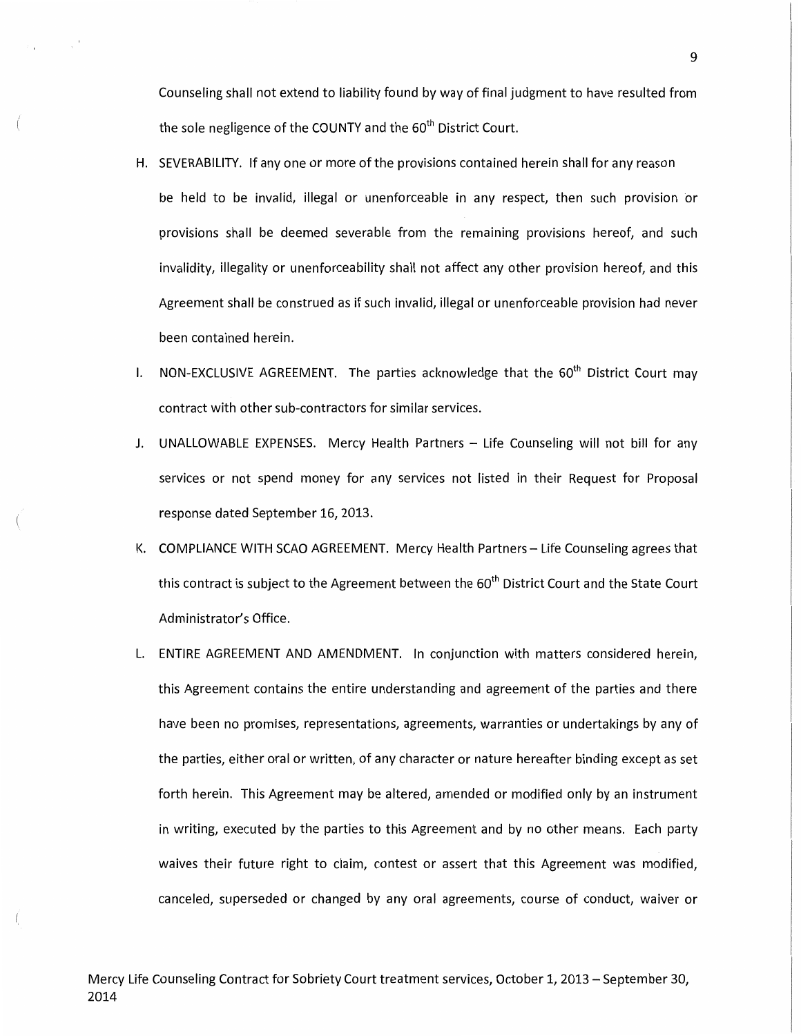Counseling shall not extend to liability found by way of final judgment to have resulted from the sole negligence of the COUNTY and the 60th District Court.

H. SEVERABILITY. If any one or more of the provisions contained herein shall for any reason be held to be invalid, illegal or unenforceable in any respect, then such provision or provisions shall be deemed severable from the remaining provisions hereof, and such invalidity, illegality or unenforceability shall not affect any other provision hereof, and this Agreement shall be construed as if such invalid, illegal or unenforceable provision had never been contained herein.

I. NON-EXCLUSIVE AGREEMENT. The parties acknowledge that the 60th District Court may contract with other sub-contractors for similar services.

J. UNALLOWABLE EXPENSES. Mercy Health Partners – Life Counseling will not bill for any services or not spend money for any services not listed in their Request for Proposal response dated September 16, 2013.

K. COMPLIANCE WITH SCAO AGREEMENT. Mercy Health Partners – Life Counseling agrees that this contract is subject to the Agreement between the 60th District Court and the State Court Administrator's Office.

L. ENTIRE AGREEMENT AND AMENDMENT. In conjunction with matters considered herein, this Agreement contains the entire understanding and agreement of the parties and there have been no promises, representations, agreements, warranties or undertakings by any of the parties, either oral or written, of any character or nature hereafter binding except as set forth herein. This Agreement may be altered, amended or modified only by an instrument in writing, executed by the parties to this Agreement and by no other means. Each party waives their future right to claim, contest or assert that this Agreement was modified, canceled, superseded or changed by any oral agreements, course of conduct, waiver or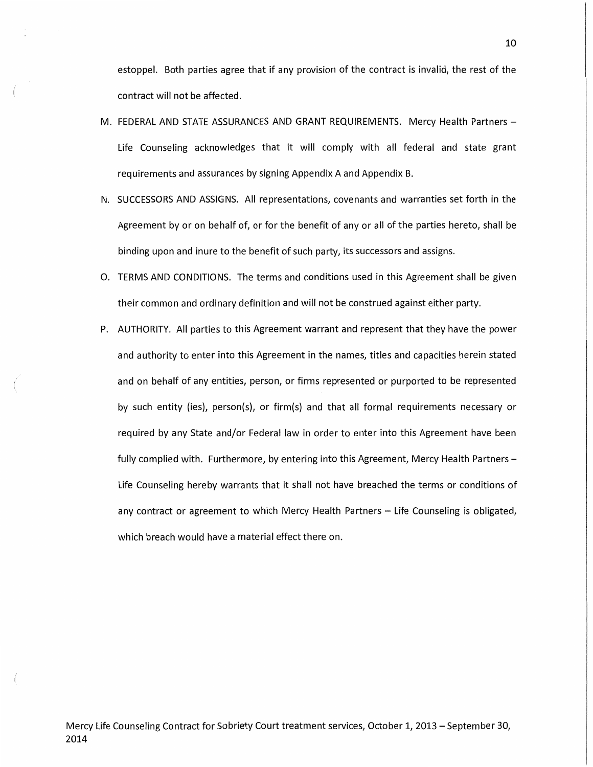estoppel. Both parties agree that if any provision of the contract is invalid, the rest of the contract will not be affected.

M. FEDERAL AND STATE ASSURANCES AND GRANT REQUIREMENTS. Mercy Health Partners – Life Counseling acknowledges that it will comply with all federal and state grant requirements and assurances by signing Appendix A and Appendix B.

N. SUCCESSORS AND ASSIGNS. All representations, covenants and warranties set forth in the Agreement by or on behalf of, or for the benefit of any or all of the parties hereto, shall be binding upon and inure to the benefit of such party, its successors and assigns.

O. TERMS AND CONDITIONS. The terms and conditions used in this Agreement shall be given their common and ordinary definition and will not be construed against either party.

P. AUTHORITY. All parties to this Agreement warrant and represent that they have the power and authority to enter into this Agreement in the names, titles and capacities herein stated and on behalf of any entities, person, or firms represented or purported to be represented by such entity (ies), person(s), or firm(s) and that all formal requirements necessary or required by any State and/or Federal law in order to enter into this Agreement have been fully complied with. Furthermore, by entering into this Agreement, Mercy Health Partners – Life Counseling hereby warrants that it shall not have breached the terms or conditions of any contract or agreement to which Mercy Health Partners – Life Counseling is obligated, which breach would have a material effect there on.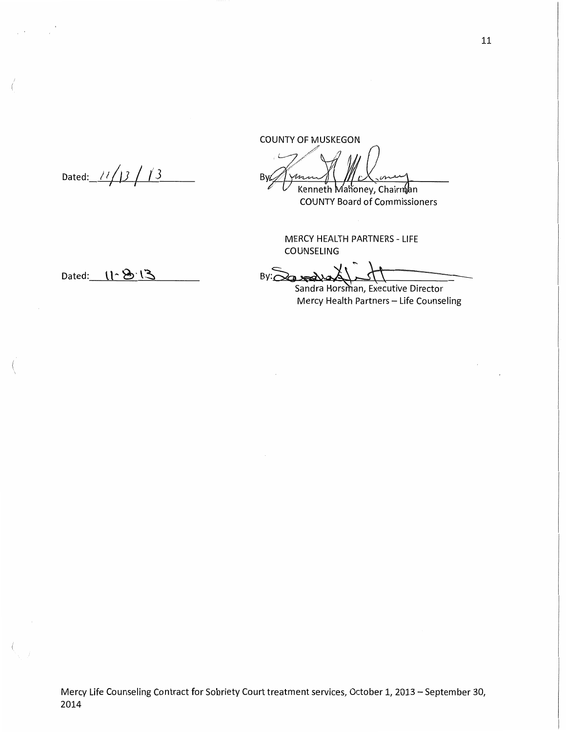COUNTY OF MUSKEGON

Dated: 11/13/13

By: 
Kenneth Mahoney, Chairman
COUNTY Board of Commissioners

MERCY HEALTH PARTNERS - LIFE COUNSELING

Dated: 11-8-13

By: 
Sandra Horsman, Executive Director
Mercy Health Partners – Life Counseling

Mercy Life Counseling Contract for Sobriety Court treatment services, October 1, 2013 – September 30, 2014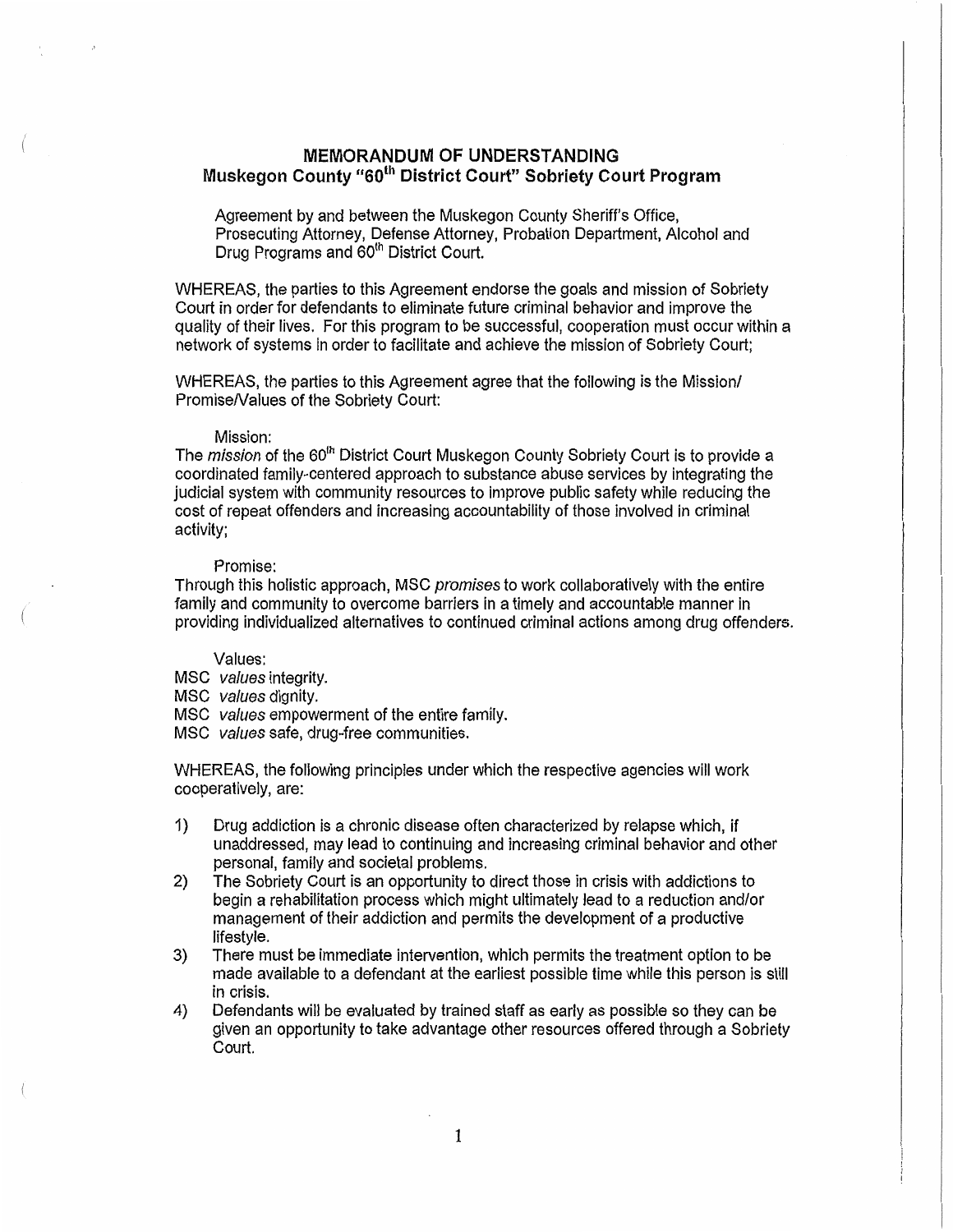# MEMORANDUM OF UNDERSTANDING
## Muskegon County "60th District Court" Sobriety Court Program

Agreement by and between the Muskegon County Sheriff's Office, Prosecuting Attorney, Defense Attorney, Probation Department, Alcohol and Drug Programs and 60th District Court.

WHEREAS, the parties to this Agreement endorse the goals and mission of Sobriety Court in order for defendants to eliminate future criminal behavior and improve the quality of their lives. For this program to be successful, cooperation must occur within a network of systems in order to facilitate and achieve the mission of Sobriety Court;

WHEREAS, the parties to this Agreement agree that the following is the Mission/ Promise/Values of the Sobriety Court:

Mission:

The *mission* of the 60th District Court Muskegon County Sobriety Court is to provide a coordinated family-centered approach to substance abuse services by integrating the judicial system with community resources to improve public safety while reducing the cost of repeat offenders and increasing accountability of those involved in criminal activity;

Promise:

Through this holistic approach, MSC *promises* to work collaboratively with the entire family and community to overcome barriers in a timely and accountable manner in providing individualized alternatives to continued criminal actions among drug offenders.

Values:

MSC *values* integrity.
MSC *values* dignity.
MSC *values* empowerment of the entire family.
MSC *values* safe, drug-free communities.

WHEREAS, the following principles under which the respective agencies will work cooperatively, are:

1) Drug addiction is a chronic disease often characterized by relapse which, if unaddressed, may lead to continuing and increasing criminal behavior and other personal, family and societal problems.
2) The Sobriety Court is an opportunity to direct those in crisis with addictions to begin a rehabilitation process which might ultimately lead to a reduction and/or management of their addiction and permits the development of a productive lifestyle.
3) There must be immediate intervention, which permits the treatment option to be made available to a defendant at the earliest possible time while this person is still in crisis.
4) Defendants will be evaluated by trained staff as early as possible so they can be given an opportunity to take advantage other resources offered through a Sobriety Court.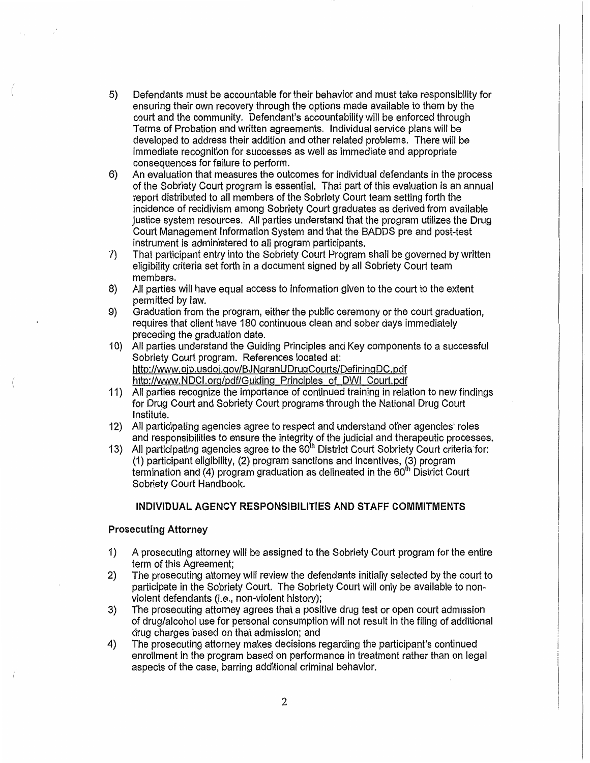5) Defendants must be accountable for their behavior and must take responsibility for ensuring their own recovery through the options made available to them by the court and the community. Defendant's accountability will be enforced through Terms of Probation and written agreements. Individual service plans will be developed to address their addition and other related problems. There will be immediate recognition for successes as well as immediate and appropriate consequences for failure to perform.
6) An evaluation that measures the outcomes for individual defendants in the process of the Sobriety Court program is essential. That part of this evaluation is an annual report distributed to all members of the Sobriety Court team setting forth the incidence of recidivism among Sobriety Court graduates as derived from available justice system resources. All parties understand that the program utilizes the Drug Court Management Information System and that the BADDS pre and post-test instrument is administered to all program participants.
7) That participant entry into the Sobriety Court Program shall be governed by written eligibility criteria set forth in a document signed by all Sobriety Court team members.
8) All parties will have equal access to information given to the court to the extent permitted by law.
9) Graduation from the program, either the public ceremony or the court graduation, requires that client have 180 continuous clean and sober days immediately preceding the graduation date.
10) All parties understand the Guiding Principles and Key components to a successful Sobriety Court program. References located at:
http://www.ojp.usdoj.gov/BJNgranUDrugCourts/DefiningDC.pdf
http://www.NDCI.org/pdf/Guiding_Principles_of_DWI_Court.pdf
11) All parties recognize the importance of continued training in relation to new findings for Drug Court and Sobriety Court programs through the National Drug Court Institute.
12) All participating agencies agree to respect and understand other agencies' roles and responsibilities to ensure the integrity of the judicial and therapeutic processes.
13) All participating agencies agree to the 60th District Court Sobriety Court criteria for: (1) participant eligibility, (2) program sanctions and incentives, (3) program termination and (4) program graduation as delineated in the 60th District Court Sobriety Court Handbook.

## INDIVIDUAL AGENCY RESPONSIBILITIES AND STAFF COMMITMENTS

### Prosecuting Attorney

1) A prosecuting attorney will be assigned to the Sobriety Court program for the entire term of this Agreement;
2) The prosecuting attorney will review the defendants initially selected by the court to participate in the Sobriety Court. The Sobriety Court will only be available to non-violent defendants (i.e., non-violent history);
3) The prosecuting attorney agrees that a positive drug test or open court admission of drug/alcohol use for personal consumption will not result in the filing of additional drug charges based on that admission; and
4) The prosecuting attorney makes decisions regarding the participant's continued enrollment in the program based on performance in treatment rather than on legal aspects of the case, barring additional criminal behavior.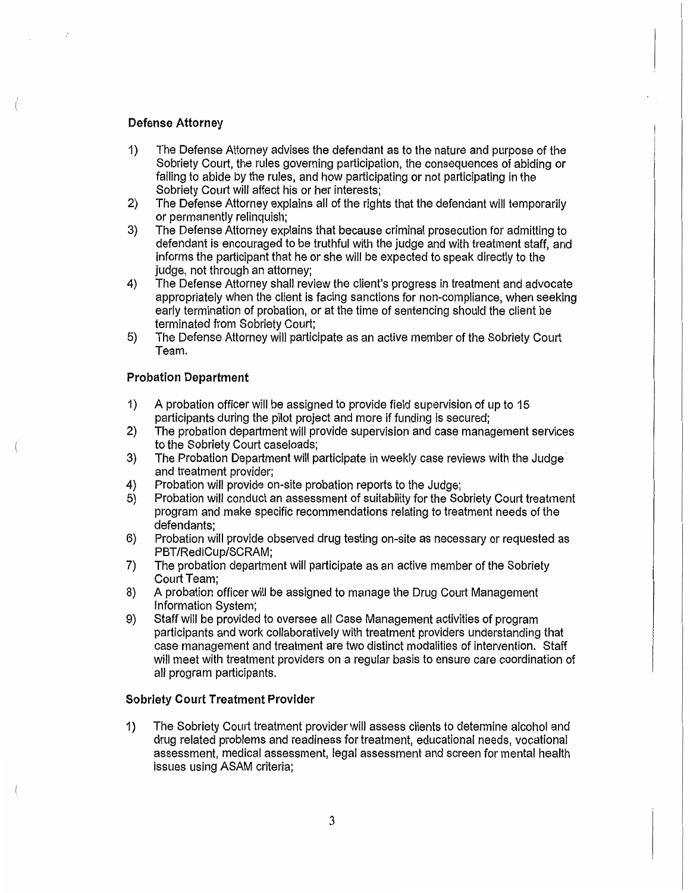### Defense Attorney

1) The Defense Attorney advises the defendant as to the nature and purpose of the Sobriety Court, the rules governing participation, the consequences of abiding or failing to abide by the rules, and how participating or not participating in the Sobriety Court will affect his or her interests;
2) The Defense Attorney explains all of the rights that the defendant will temporarily or permanently relinquish;
3) The Defense Attorney explains that because criminal prosecution for admitting to defendant is encouraged to be truthful with the judge and with treatment staff, and informs the participant that he or she will be expected to speak directly to the judge, not through an attorney;
4) The Defense Attorney shall review the client's progress in treatment and advocate appropriately when the client is facing sanctions for non-compliance, when seeking early termination of probation, or at the time of sentencing should the client be terminated from Sobriety Court;
5) The Defense Attorney will participate as an active member of the Sobriety Court Team.

### Probation Department

1) A probation officer will be assigned to provide field supervision of up to 15 participants during the pilot project and more if funding is secured;
2) The probation department will provide supervision and case management services to the Sobriety Court caseloads;
3) The Probation Department will participate in weekly case reviews with the Judge and treatment provider;
4) Probation will provide on-site probation reports to the Judge;
5) Probation will conduct an assessment of suitability for the Sobriety Court treatment program and make specific recommendations relating to treatment needs of the defendants;
6) Probation will provide observed drug testing on-site as necessary or requested as PBT/RediCup/SCRAM;
7) The probation department will participate as an active member of the Sobriety Court Team;
8) A probation officer will be assigned to manage the Drug Court Management Information System;
9) Staff will be provided to oversee all Case Management activities of program participants and work collaboratively with treatment providers understanding that case management and treatment are two distinct modalities of intervention. Staff will meet with treatment providers on a regular basis to ensure care coordination of all program participants.

### Sobriety Court Treatment Provider

1) The Sobriety Court treatment provider will assess clients to determine alcohol and drug related problems and readiness for treatment, educational needs, vocational assessment, medical assessment, legal assessment and screen for mental health issues using ASAM criteria;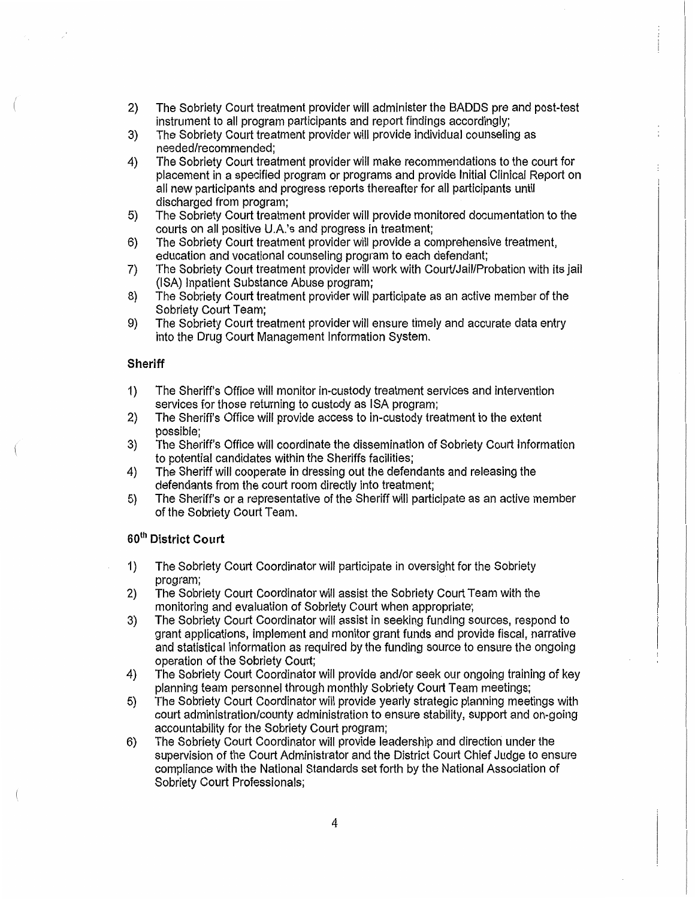2) The Sobriety Court treatment provider will administer the BADDS pre and post-test instrument to all program participants and report findings accordingly;
3) The Sobriety Court treatment provider will provide individual counseling as needed/recommended;
4) The Sobriety Court treatment provider will make recommendations to the court for placement in a specified program or programs and provide Initial Clinical Report on all new participants and progress reports thereafter for all participants until discharged from program;
5) The Sobriety Court treatment provider will provide monitored documentation to the courts on all positive U.A.'s and progress in treatment;
6) The Sobriety Court treatment provider will provide a comprehensive treatment, education and vocational counseling program to each defendant;
7) The Sobriety Court treatment provider will work with Court/Jail/Probation with its jail (ISA) Inpatient Substance Abuse program;
8) The Sobriety Court treatment provider will participate as an active member of the Sobriety Court Team;
9) The Sobriety Court treatment provider will ensure timely and accurate data entry into the Drug Court Management Information System.

### Sheriff

1) The Sheriff's Office will monitor in-custody treatment services and intervention services for those returning to custody as ISA program;
2) The Sheriff's Office will provide access to in-custody treatment to the extent possible;
3) The Sheriff's Office will coordinate the dissemination of Sobriety Court information to potential candidates within the Sheriffs facilities;
4) The Sheriff will cooperate in dressing out the defendants and releasing the defendants from the court room directly into treatment;
5) The Sheriff's or a representative of the Sheriff will participate as an active member of the Sobriety Court Team.

### 60th District Court

1) The Sobriety Court Coordinator will participate in oversight for the Sobriety program;
2) The Sobriety Court Coordinator will assist the Sobriety Court Team with the monitoring and evaluation of Sobriety Court when appropriate;
3) The Sobriety Court Coordinator will assist in seeking funding sources, respond to grant applications, implement and monitor grant funds and provide fiscal, narrative and statistical information as required by the funding source to ensure the ongoing operation of the Sobriety Court;
4) The Sobriety Court Coordinator will provide and/or seek our ongoing training of key planning team personnel through monthly Sobriety Court Team meetings;
5) The Sobriety Court Coordinator will provide yearly strategic planning meetings with court administration/county administration to ensure stability, support and on-going accountability for the Sobriety Court program;
6) The Sobriety Court Coordinator will provide leadership and direction under the supervision of the Court Administrator and the District Court Chief Judge to ensure compliance with the National Standards set forth by the National Association of Sobriety Court Professionals;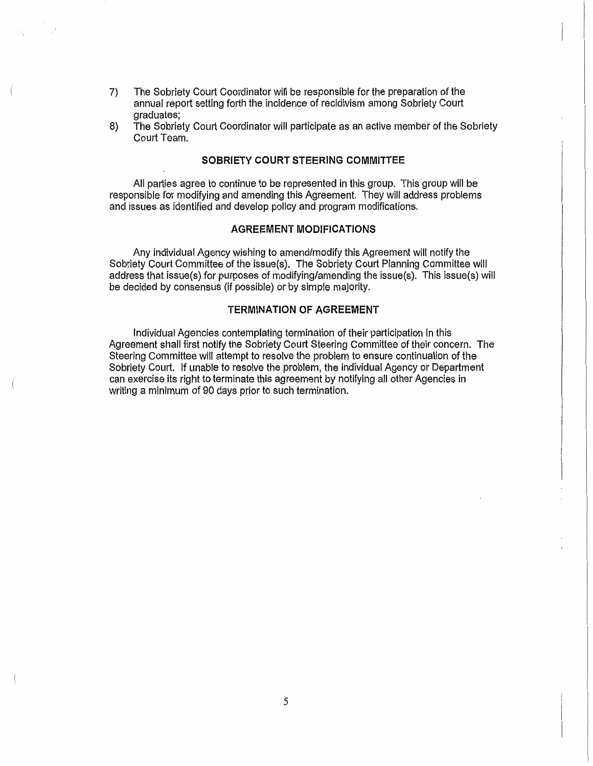7) The Sobriety Court Coordinator will be responsible for the preparation of the annual report setting forth the incidence of recidivism among Sobriety Court graduates;
8) The Sobriety Court Coordinator will participate as an active member of the Sobriety Court Team.

### SOBRIETY COURT STEERING COMMITTEE

All parties agree to continue to be represented in this group. This group will be responsible for modifying and amending this Agreement. They will address problems and issues as identified and develop policy and program modifications.

### AGREEMENT MODIFICATIONS

Any individual Agency wishing to amend/modify this Agreement will notify the Sobriety Court Committee of the issue(s). The Sobriety Court Planning Committee will address that issue(s) for purposes of modifying/amending the issue(s). This issue(s) will be decided by consensus (if possible) or by simple majority.

### TERMINATION OF AGREEMENT

Individual Agencies contemplating termination of their participation in this Agreement shall first notify the Sobriety Court Steering Committee of their concern. The Steering Committee will attempt to resolve the problem to ensure continuation of the Sobriety Court. If unable to resolve the problem, the individual Agency or Department can exercise its right to terminate this agreement by notifying all other Agencies in writing a minimum of 90 days prior to such termination.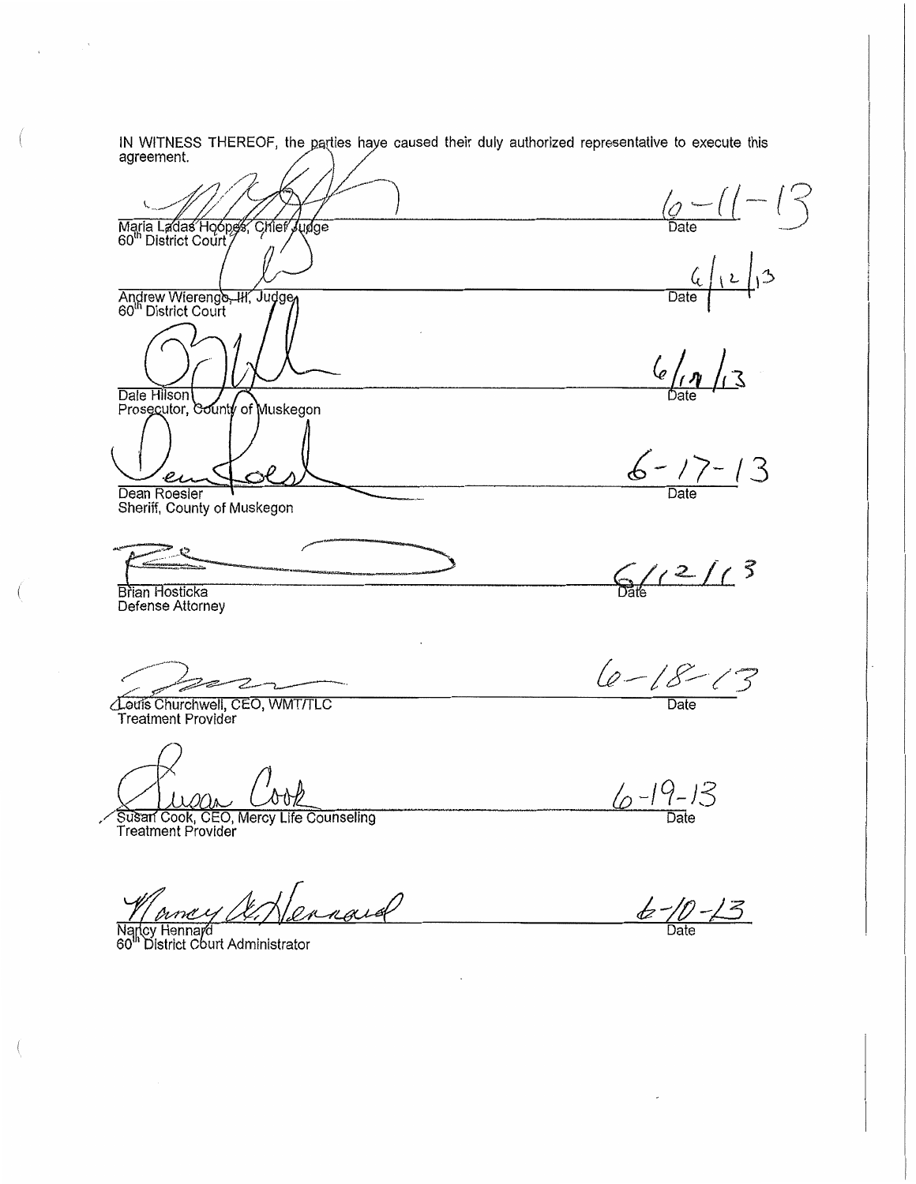IN WITNESS THEREOF, the parties have caused their duly authorized representative to execute this agreement.

Maria Ladas Hoopes, Chief Judge
60[th] District Court
Date: 6-11-13

Andrew Wierengo, III, Judge
60[th] District Court
Date: 6/12/13

Dale Hilson
Prosecutor, County of Muskegon
Date: 6/19/13

Dean Roesler
Sheriff, County of Muskegon
Date: 6-17-13

Brian Hosticka
Defense Attorney
Date: 6/12/13

Louis Churchwell, CEO, WMT/TLC
Treatment Provider
Date: 6-18-13

Susan Cook, CEO, Mercy Life Counseling
Treatment Provider
Date: 6-19-13

Nancy Hennard
60[th] District Court Administrator
Date: 6-10-13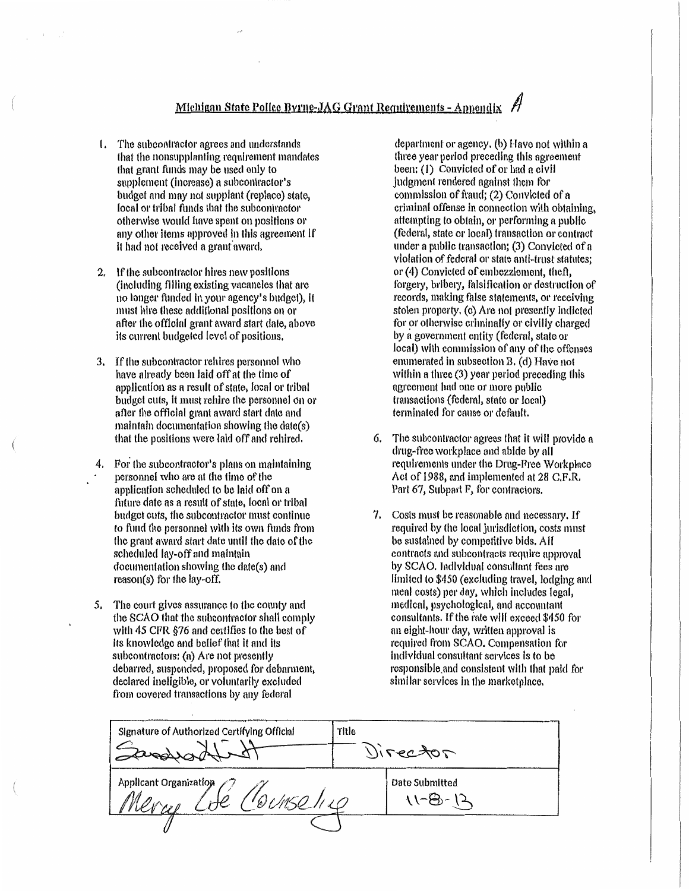## Michigan State Police Byrne-JAG Grant Requirements - Appendix A

1. The subcontractor agrees and understands that the nonsupplanting requirement mandates that grant funds may be used only to supplement (increase) a subcontractor's budget and may not supplant (replace) state, local or tribal funds that the subcontractor otherwise would have spent on positions or any other items approved in this agreement if it had not received a grant award.

2. If the subcontractor hires new positions (including filling existing vacancies that are no longer funded in your agency's budget), it must hire these additional positions on or after the official grant award start date, above its current budgeted level of positions.

3. If the subcontractor rehires personnel who have already been laid off at the time of application as a result of state, local or tribal budget cuts, it must rehire the personnel on or after the official grant award start date and maintain documentation showing the date(s) that the positions were laid off and rehired.

4. For the subcontractor's plans on maintaining personnel who are at the time of the application scheduled to be laid off on a future date as a result of state, local or tribal budget cuts, the subcontractor must continue to fund the personnel with its own funds from the grant award start date until the date of the scheduled lay-off and maintain documentation showing the date(s) and reason(s) for the lay-off.

5. The court gives assurance to the county and the SCAO that the subcontractor shall comply with 45 CFR §76 and certifies to the best of its knowledge and belief that it and its subcontractors: (a) Are not presently debarred, suspended, proposed for debarment, declared ineligible, or voluntarily excluded from covered transactions by any federal department or agency. (b) Have not within a three year period preceding this agreement been: (1) Convicted of or had a civil judgment rendered against them for commission of fraud; (2) Convicted of a criminal offense in connection with obtaining, attempting to obtain, or performing a public (federal, state or local) transaction or contract under a public transaction; (3) Convicted of a violation of federal or state anti-trust statutes; or (4) Convicted of embezzlement, theft, forgery, bribery, falsification or destruction of records, making false statements, or receiving stolen property. (c) Are not presently indicted for or otherwise criminally or civilly charged by a government entity (federal, state or local) with commission of any of the offenses enumerated in subsection B. (d) Have not within a three (3) year period preceding this agreement had one or more public transactions (federal, state or local) terminated for cause or default.

6. The subcontractor agrees that it will provide a drug-free workplace and abide by all requirements under the Drug-Free Workplace Act of 1988, and implemented at 28 C.F.R. Part 67, Subpart F, for contractors.

7. Costs must be reasonable and necessary. If required by the local jurisdiction, costs must be sustained by competitive bids. All contracts and subcontracts require approval by SCAO. Individual consultant fees are limited to $450 (excluding travel, lodging and meal costs) per day, which includes legal, medical, psychological, and accountant consultants. If the rate will exceed $450 for an eight-hour day, written approval is required from SCAO. Compensation for individual consultant services is to be responsible and consistent with that paid for similar services in the marketplace.

| Signature of Authorized Certifying Official | Title |
|---|---|
| [signature] | Director |
| **Applicant Organization** | **Date Submitted** |
| Mercy Life Counseling | 11-8-13 |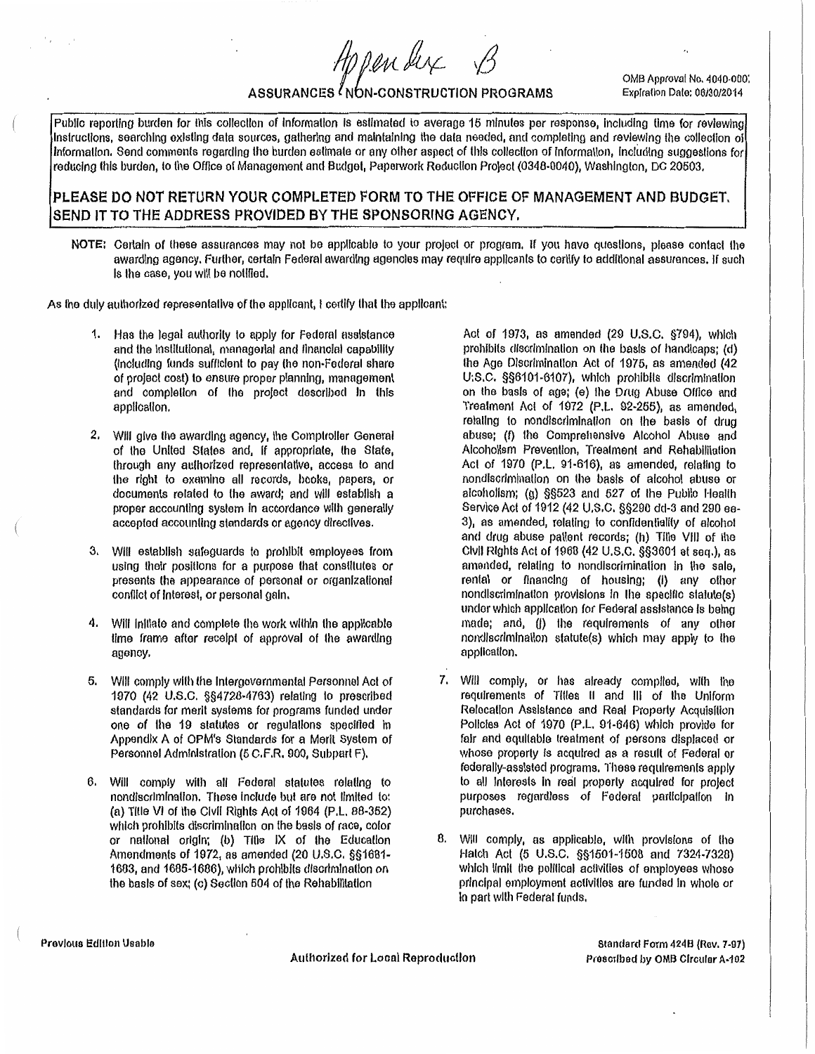Appendix B

# ASSURANCES - NON-CONSTRUCTION PROGRAMS

OMB Approval No. 4040-0007
Expiration Date: 06/30/2014

Public reporting burden for this collection of information is estimated to average 15 minutes per response, including time for reviewing instructions, searching existing data sources, gathering and maintaining the data needed, and completing and reviewing the collection of information. Send comments regarding the burden estimate or any other aspect of this collection of information, including suggestions for reducing this burden, to the Office of Management and Budget, Paperwork Reduction Project (0348-0040), Washington, DC 20503.

**PLEASE DO NOT RETURN YOUR COMPLETED FORM TO THE OFFICE OF MANAGEMENT AND BUDGET. SEND IT TO THE ADDRESS PROVIDED BY THE SPONSORING AGENCY.**

**NOTE:** Certain of these assurances may not be applicable to your project or program. If you have questions, please contact the awarding agency. Further, certain Federal awarding agencies may require applicants to certify to additional assurances. If such is the case, you will be notified.

As the duly authorized representative of the applicant, I certify that the applicant:

1. Has the legal authority to apply for Federal assistance and the institutional, managerial and financial capability (including funds sufficient to pay the non-Federal share of project cost) to ensure proper planning, management and completion of the project described in this application.

2. Will give the awarding agency, the Comptroller General of the United States and, if appropriate, the State, through any authorized representative, access to and the right to examine all records, books, papers, or documents related to the award; and will establish a proper accounting system in accordance with generally accepted accounting standards or agency directives.

3. Will establish safeguards to prohibit employees from using their positions for a purpose that constitutes or presents the appearance of personal or organizational conflict of interest, or personal gain.

4. Will initiate and complete the work within the applicable time frame after receipt of approval of the awarding agency.

5. Will comply with the Intergovernmental Personnel Act of 1970 (42 U.S.C. §§4728-4763) relating to prescribed standards for merit systems for programs funded under one of the 19 statutes or regulations specified in Appendix A of OPM's Standards for a Merit System of Personnel Administration (5 C.F.R. 900, Subpart F).

6. Will comply with all Federal statutes relating to nondiscrimination. These include but are not limited to: (a) Title VI of the Civil Rights Act of 1964 (P.L. 88-352) which prohibits discrimination on the basis of race, color or national origin; (b) Title IX of the Education Amendments of 1972, as amended (20 U.S.C. §§1681-1683, and 1685-1686), which prohibits discrimination on the basis of sex; (c) Section 504 of the Rehabilitation Act of 1973, as amended (29 U.S.C. §794), which prohibits discrimination on the basis of handicaps; (d) the Age Discrimination Act of 1975, as amended (42 U.S.C. §§6101-6107), which prohibits discrimination on the basis of age; (e) the Drug Abuse Office and Treatment Act of 1972 (P.L. 92-255), as amended, relating to nondiscrimination on the basis of drug abuse; (f) the Comprehensive Alcohol Abuse and Alcoholism Prevention, Treatment and Rehabilitation Act of 1970 (P.L. 91-616), as amended, relating to nondiscrimination on the basis of alcohol abuse or alcoholism; (g) §§523 and 527 of the Public Health Service Act of 1912 (42 U.S.C. §§290 dd-3 and 290 ee-3), as amended, relating to confidentiality of alcohol and drug abuse patient records; (h) Title VIII of the Civil Rights Act of 1968 (42 U.S.C. §§3601 et seq.), as amended, relating to nondiscrimination in the sale, rental or financing of housing; (i) any other nondiscrimination provisions in the specific statute(s) under which application for Federal assistance is being made; and, (j) the requirements of any other nondiscrimination statute(s) which may apply to the application.

7. Will comply, or has already complied, with the requirements of Titles II and III of the Uniform Relocation Assistance and Real Property Acquisition Policies Act of 1970 (P.L. 91-646) which provide for fair and equitable treatment of persons displaced or whose property is acquired as a result of Federal or federally-assisted programs. These requirements apply to all interests in real property acquired for project purposes regardless of Federal participation in purchases.

8. Will comply, as applicable, with provisions of the Hatch Act (5 U.S.C. §§1501-1508 and 7324-7328) which limit the political activities of employees whose principal employment activities are funded in whole or in part with Federal funds.

Previous Edition Usable

Authorized for Local Reproduction

Standard Form 424B (Rev. 7-97)
Prescribed by OMB Circular A-102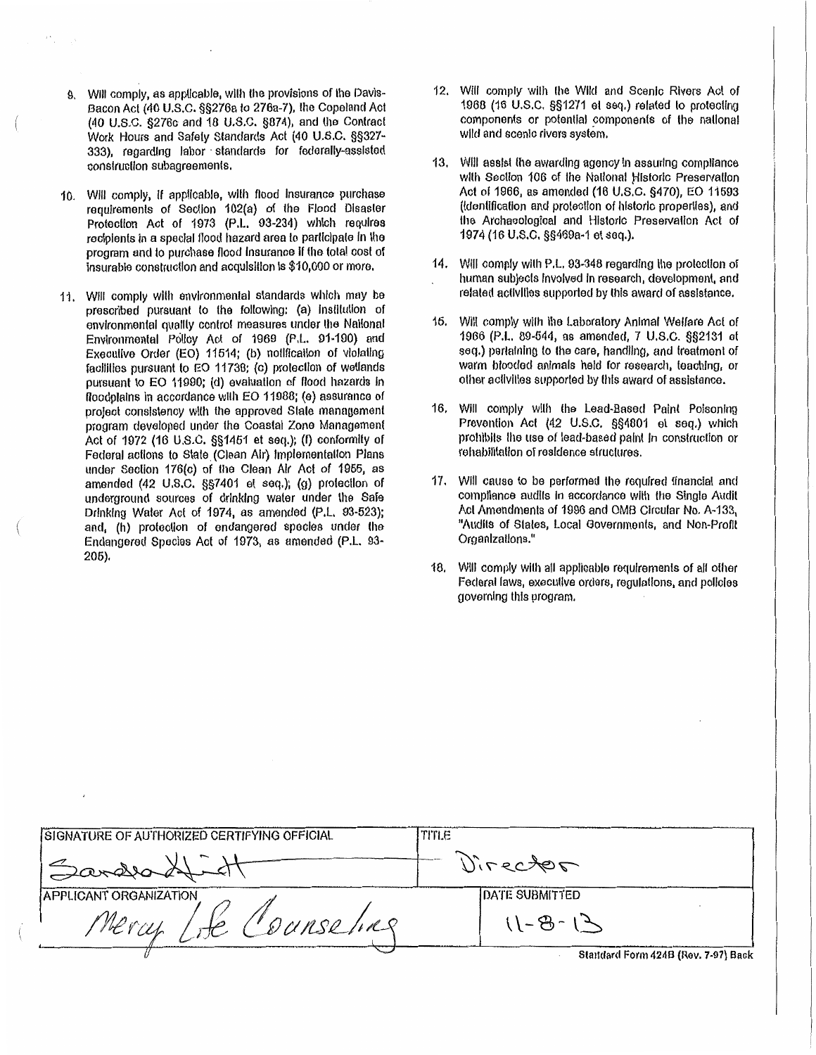9. Will comply, as applicable, with the provisions of the Davis-Bacon Act (40 U.S.C. §§276a to 276a-7), the Copeland Act (40 U.S.C. §276c and 18 U.S.C. §874), and the Contract Work Hours and Safety Standards Act (40 U.S.C. §§327-333), regarding labor standards for federally-assisted construction subagreements.

10. Will comply, if applicable, with flood insurance purchase requirements of Section 102(a) of the Flood Disaster Protection Act of 1973 (P.L. 93-234) which requires recipients in a special flood hazard area to participate in the program and to purchase flood insurance if the total cost of insurable construction and acquisition is $10,000 or more.

11. Will comply with environmental standards which may be prescribed pursuant to the following: (a) institution of environmental quality control measures under the National Environmental Policy Act of 1969 (P.L. 91-190) and Executive Order (EO) 11514; (b) notification of violating facilities pursuant to EO 11738; (c) protection of wetlands pursuant to EO 11990; (d) evaluation of flood hazards in floodplains in accordance with EO 11988; (e) assurance of project consistency with the approved State management program developed under the Coastal Zone Management Act of 1972 (16 U.S.C. §§1451 et seq.); (f) conformity of Federal actions to State (Clean Air) Implementation Plans under Section 176(c) of the Clean Air Act of 1955, as amended (42 U.S.C. §§7401 et seq.); (g) protection of underground sources of drinking water under the Safe Drinking Water Act of 1974, as amended (P.L. 93-523); and, (h) protection of endangered species under the Endangered Species Act of 1973, as amended (P.L. 93-205).

12. Will comply with the Wild and Scenic Rivers Act of 1968 (16 U.S.C. §§1271 et seq.) related to protecting components or potential components of the national wild and scenic rivers system.

13. Will assist the awarding agency in assuring compliance with Section 106 of the National Historic Preservation Act of 1966, as amended (16 U.S.C. §470), EO 11593 (identification and protection of historic properties), and the Archaeological and Historic Preservation Act of 1974 (16 U.S.C. §§469a-1 et seq.).

14. Will comply with P.L. 93-348 regarding the protection of human subjects involved in research, development, and related activities supported by this award of assistance.

15. Will comply with the Laboratory Animal Welfare Act of 1966 (P.L. 89-544, as amended, 7 U.S.C. §§2131 et seq.) pertaining to the care, handling, and treatment of warm blooded animals held for research, teaching, or other activities supported by this award of assistance.

16. Will comply with the Lead-Based Paint Poisoning Prevention Act (42 U.S.C. §§4801 et seq.) which prohibits the use of lead-based paint in construction or rehabilitation of residence structures.

17. Will cause to be performed the required financial and compliance audits in accordance with the Single Audit Act Amendments of 1996 and OMB Circular No. A-133, "Audits of States, Local Governments, and Non-Profit Organizations."

18. Will comply with all applicable requirements of all other Federal laws, executive orders, regulations, and policies governing this program.

| SIGNATURE OF AUTHORIZED CERTIFYING OFFICIAL | TITLE |
|---|---|
| Sandra Hirdt | Director |
| **APPLICANT ORGANIZATION** | **DATE SUBMITTED** |
| Mercy Life Counseling | 11-8-13 |

Standard Form 424B (Rev. 7-97) Back